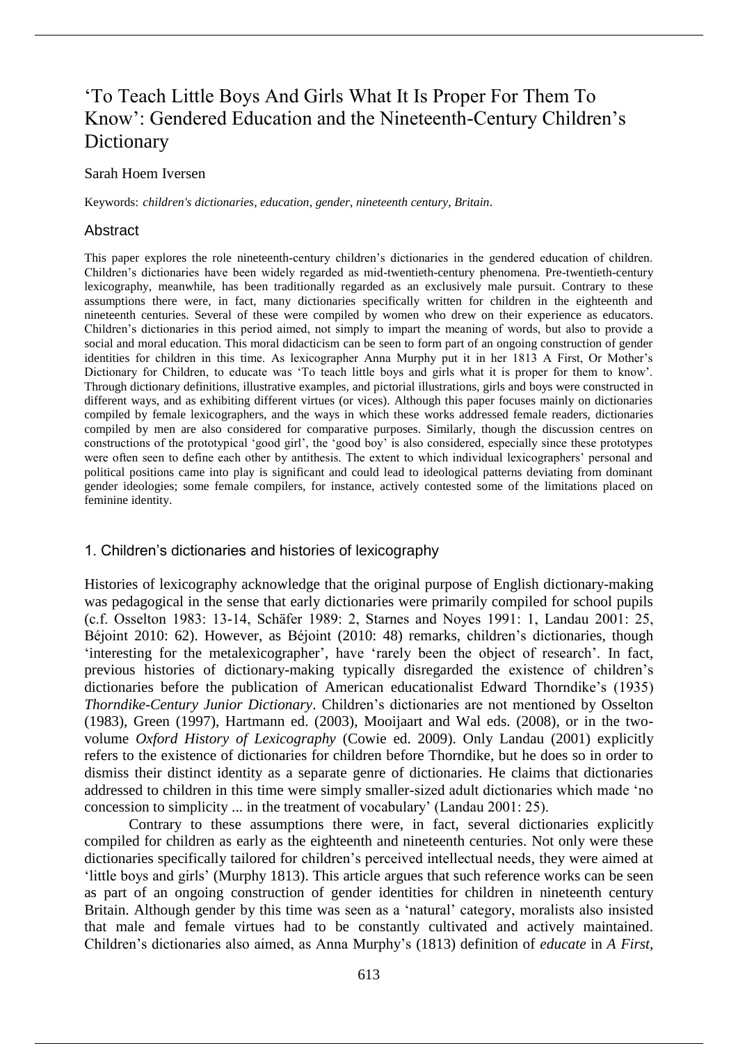# 'To Teach Little Boys And Girls What It Is Proper For Them To Know': Gendered Education and the Nineteenth-Century Children's Dictionary

Sarah Hoem Iversen

Keywords: *children's dictionaries, education, gender, nineteenth century, Britain*.

## Abstract

This paper explores the role nineteenth-century children's dictionaries in the gendered education of children. Children's dictionaries have been widely regarded as mid-twentieth-century phenomena. Pre-twentieth-century lexicography, meanwhile, has been traditionally regarded as an exclusively male pursuit. Contrary to these assumptions there were, in fact, many dictionaries specifically written for children in the eighteenth and nineteenth centuries. Several of these were compiled by women who drew on their experience as educators. Children's dictionaries in this period aimed, not simply to impart the meaning of words, but also to provide a social and moral education. This moral didacticism can be seen to form part of an ongoing construction of gender identities for children in this time. As lexicographer Anna Murphy put it in her 1813 A First, Or Mother's Dictionary for Children, to educate was 'To teach little boys and girls what it is proper for them to know'. Through dictionary definitions, illustrative examples, and pictorial illustrations, girls and boys were constructed in different ways, and as exhibiting different virtues (or vices). Although this paper focuses mainly on dictionaries compiled by female lexicographers, and the ways in which these works addressed female readers, dictionaries compiled by men are also considered for comparative purposes. Similarly, though the discussion centres on constructions of the prototypical 'good girl', the 'good boy' is also considered, especially since these prototypes were often seen to define each other by antithesis. The extent to which individual lexicographers' personal and political positions came into play is significant and could lead to ideological patterns deviating from dominant gender ideologies; some female compilers, for instance, actively contested some of the limitations placed on feminine identity.

## 1. Children's dictionaries and histories of lexicography

Histories of lexicography acknowledge that the original purpose of English dictionary-making was pedagogical in the sense that early dictionaries were primarily compiled for school pupils (c.f. Osselton 1983: 13-14, Schäfer 1989: 2, Starnes and Noyes 1991: 1, Landau 2001: 25, Béjoint 2010: 62). However, as Béjoint (2010: 48) remarks, children's dictionaries, though 'interesting for the metalexicographer', have 'rarely been the object of research'. In fact, previous histories of dictionary-making typically disregarded the existence of children's dictionaries before the publication of American educationalist Edward Thorndike's (1935) *Thorndike-Century Junior Dictionary*. Children's dictionaries are not mentioned by Osselton (1983), Green (1997), Hartmann ed. (2003), Mooijaart and Wal eds. (2008), or in the two-volume *Oxford History of Lexicography* (Cowie ed. 2009). Only Landau (2001) explicitly refers to the existence of dictionaries for children before Thorndike, but he does so in order to dismiss their distinct identity as a separate genre of dictionaries. He claims that dictionaries addressed to children in this time were simply smaller-sized adult dictionaries which made 'no concession to simplicity ... in the treatment of vocabulary' (Landau 2001: 25).

Contrary to these assumptions there were, in fact, several dictionaries explicitly compiled for children as early as the eighteenth and nineteenth centuries. Not only were these dictionaries specifically tailored for children's perceived intellectual needs, they were aimed at 'little boys and girls' (Murphy 1813). This article argues that such reference works can be seen as part of an ongoing construction of gender identities for children in nineteenth century Britain. Although gender by this time was seen as a 'natural' category, moralists also insisted that male and female virtues had to be constantly cultivated and actively maintained. Children's dictionaries also aimed, as Anna Murphy's (1813) definition of *educate* in *A First,*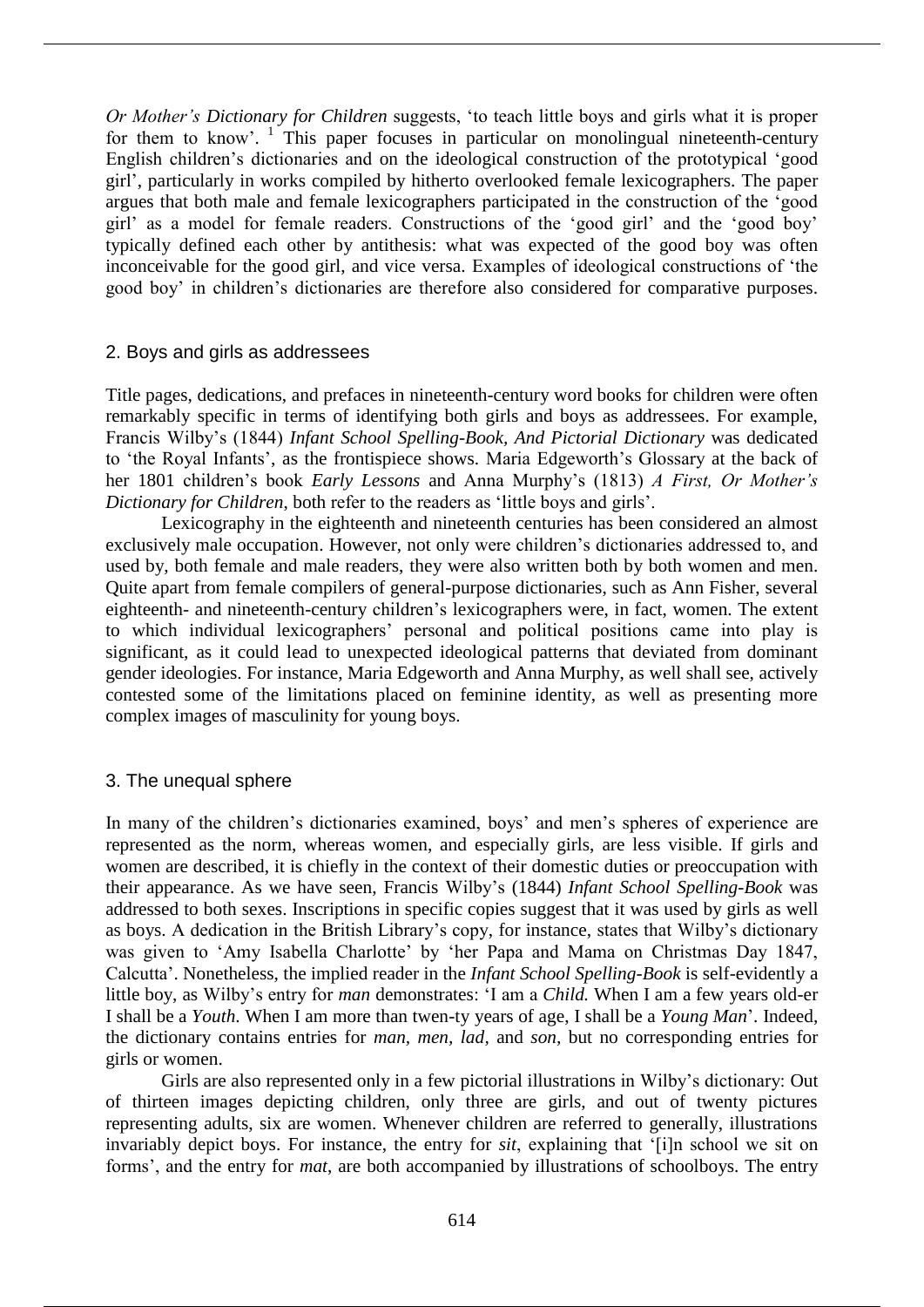*Or Mother's Dictionary for Children* suggests, 'to teach little boys and girls what it is proper for them to know'. [1] This paper focuses in particular on monolingual nineteenth-century English children's dictionaries and on the ideological construction of the prototypical 'good girl', particularly in works compiled by hitherto overlooked female lexicographers. The paper argues that both male and female lexicographers participated in the construction of the 'good girl' as a model for female readers. Constructions of the 'good girl' and the 'good boy' typically defined each other by antithesis: what was expected of the good boy was often inconceivable for the good girl, and vice versa. Examples of ideological constructions of 'the good boy' in children's dictionaries are therefore also considered for comparative purposes.

## 2. Boys and girls as addressees

Title pages, dedications, and prefaces in nineteenth-century word books for children were often remarkably specific in terms of identifying both girls and boys as addressees. For example, Francis Wilby's (1844) *Infant School Spelling-Book, And Pictorial Dictionary* was dedicated to 'the Royal Infants', as the frontispiece shows. Maria Edgeworth's Glossary at the back of her 1801 children's book *Early Lessons* and Anna Murphy's (1813) *A First, Or Mother's Dictionary for Children*, both refer to the readers as 'little boys and girls'.

Lexicography in the eighteenth and nineteenth centuries has been considered an almost exclusively male occupation. However, not only were children's dictionaries addressed to, and used by, both female and male readers, they were also written both by both women and men. Quite apart from female compilers of general-purpose dictionaries, such as Ann Fisher, several eighteenth- and nineteenth-century children's lexicographers were, in fact, women. The extent to which individual lexicographers' personal and political positions came into play is significant, as it could lead to unexpected ideological patterns that deviated from dominant gender ideologies. For instance, Maria Edgeworth and Anna Murphy, as well shall see, actively contested some of the limitations placed on feminine identity, as well as presenting more complex images of masculinity for young boys.

## 3. The unequal sphere

In many of the children's dictionaries examined, boys' and men's spheres of experience are represented as the norm, whereas women, and especially girls, are less visible. If girls and women are described, it is chiefly in the context of their domestic duties or preoccupation with their appearance. As we have seen, Francis Wilby's (1844) *Infant School Spelling-Book* was addressed to both sexes. Inscriptions in specific copies suggest that it was used by girls as well as boys. A dedication in the British Library's copy, for instance, states that Wilby's dictionary was given to 'Amy Isabella Charlotte' by 'her Papa and Mama on Christmas Day 1847, Calcutta'. Nonetheless, the implied reader in the *Infant School Spelling-Book* is self-evidently a little boy, as Wilby's entry for *man* demonstrates: 'I am a *Child.* When I am a few years old-er I shall be a *Youth*. When I am more than twen-ty years of age, I shall be a *Young Man*'. Indeed, the dictionary contains entries for *man*, *men*, *lad*, and *son*, but no corresponding entries for girls or women.

Girls are also represented only in a few pictorial illustrations in Wilby's dictionary: Out of thirteen images depicting children, only three are girls, and out of twenty pictures representing adults, six are women. Whenever children are referred to generally, illustrations invariably depict boys. For instance, the entry for *sit*, explaining that '[i]n school we sit on forms', and the entry for *mat*, are both accompanied by illustrations of schoolboys. The entry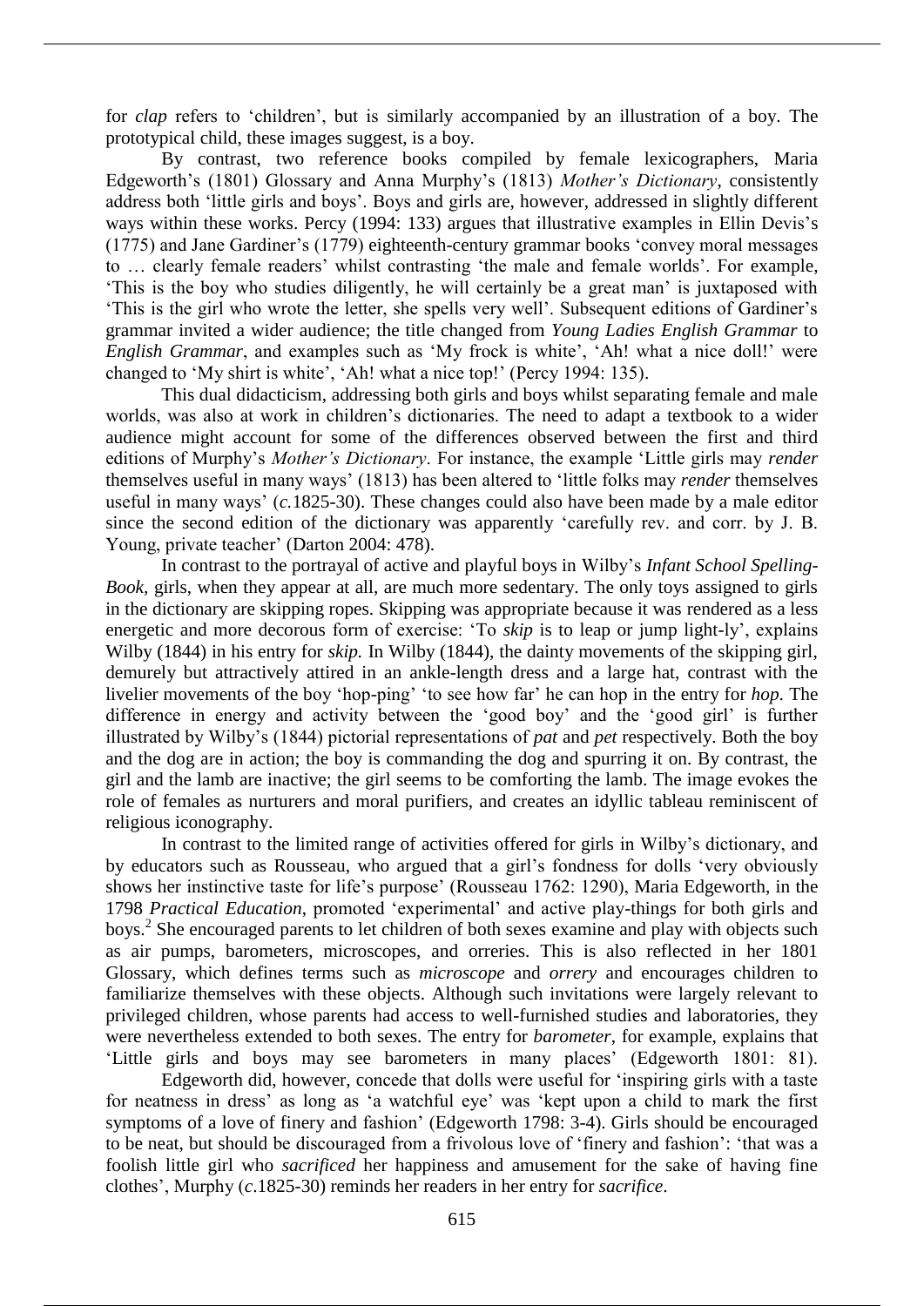for *clap* refers to 'children', but is similarly accompanied by an illustration of a boy. The prototypical child, these images suggest, is a boy.

By contrast, two reference books compiled by female lexicographers, Maria Edgeworth's (1801) Glossary and Anna Murphy's (1813) *Mother's Dictionary*, consistently address both 'little girls and boys'. Boys and girls are, however, addressed in slightly different ways within these works. Percy (1994: 133) argues that illustrative examples in Ellin Devis's (1775) and Jane Gardiner's (1779) eighteenth-century grammar books 'convey moral messages to … clearly female readers' whilst contrasting 'the male and female worlds'. For example, 'This is the boy who studies diligently, he will certainly be a great man' is juxtaposed with 'This is the girl who wrote the letter, she spells very well'. Subsequent editions of Gardiner's grammar invited a wider audience; the title changed from *Young Ladies English Grammar* to *English Grammar*, and examples such as 'My frock is white', 'Ah! what a nice doll!' were changed to 'My shirt is white', 'Ah! what a nice top!' (Percy 1994: 135).

This dual didacticism, addressing both girls and boys whilst separating female and male worlds, was also at work in children's dictionaries. The need to adapt a textbook to a wider audience might account for some of the differences observed between the first and third editions of Murphy's *Mother's Dictionary*. For instance, the example 'Little girls may *render* themselves useful in many ways' (1813) has been altered to 'little folks may *render* themselves useful in many ways' (*c.*1825-30). These changes could also have been made by a male editor since the second edition of the dictionary was apparently 'carefully rev. and corr. by J. B. Young, private teacher' (Darton 2004: 478).

In contrast to the portrayal of active and playful boys in Wilby's *Infant School Spelling-Book*, girls, when they appear at all, are much more sedentary. The only toys assigned to girls in the dictionary are skipping ropes. Skipping was appropriate because it was rendered as a less energetic and more decorous form of exercise: 'To *skip* is to leap or jump light-ly', explains Wilby (1844) in his entry for *skip.* In Wilby (1844), the dainty movements of the skipping girl, demurely but attractively attired in an ankle-length dress and a large hat, contrast with the livelier movements of the boy 'hop-ping' 'to see how far' he can hop in the entry for *hop.* The difference in energy and activity between the 'good boy' and the 'good girl' is further illustrated by Wilby's (1844) pictorial representations of *pat* and *pet* respectively. Both the boy and the dog are in action; the boy is commanding the dog and spurring it on. By contrast, the girl and the lamb are inactive; the girl seems to be comforting the lamb. The image evokes the role of females as nurturers and moral purifiers, and creates an idyllic tableau reminiscent of religious iconography.

In contrast to the limited range of activities offered for girls in Wilby's dictionary, and by educators such as Rousseau, who argued that a girl's fondness for dolls 'very obviously shows her instinctive taste for life's purpose' (Rousseau 1762: 1290), Maria Edgeworth, in the 1798 *Practical Education*, promoted 'experimental' and active play-things for both girls and boys.[2] She encouraged parents to let children of both sexes examine and play with objects such as air pumps, barometers, microscopes, and orreries. This is also reflected in her 1801 Glossary, which defines terms such as *microscope* and *orrery* and encourages children to familiarize themselves with these objects. Although such invitations were largely relevant to privileged children, whose parents had access to well-furnished studies and laboratories, they were nevertheless extended to both sexes. The entry for *barometer*, for example, explains that 'Little girls and boys may see barometers in many places' (Edgeworth 1801: 81).

Edgeworth did, however, concede that dolls were useful for 'inspiring girls with a taste for neatness in dress' as long as 'a watchful eye' was 'kept upon a child to mark the first symptoms of a love of finery and fashion' (Edgeworth 1798: 3-4). Girls should be encouraged to be neat, but should be discouraged from a frivolous love of 'finery and fashion': 'that was a foolish little girl who *sacrificed* her happiness and amusement for the sake of having fine clothes', Murphy (*c*.1825-30) reminds her readers in her entry for *sacrifice*.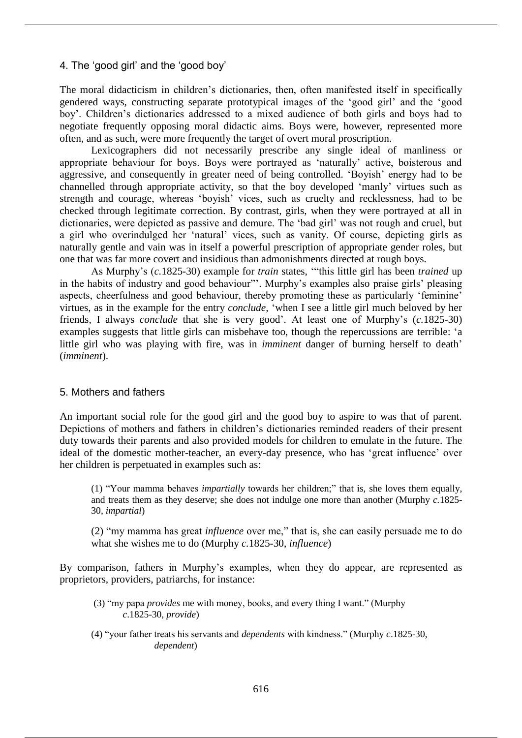## 4. The 'good girl' and the 'good boy'

The moral didacticism in children's dictionaries, then, often manifested itself in specifically gendered ways, constructing separate prototypical images of the 'good girl' and the 'good boy'. Children's dictionaries addressed to a mixed audience of both girls and boys had to negotiate frequently opposing moral didactic aims. Boys were, however, represented more often, and as such, were more frequently the target of overt moral proscription.

Lexicographers did not necessarily prescribe any single ideal of manliness or appropriate behaviour for boys. Boys were portrayed as 'naturally' active, boisterous and aggressive, and consequently in greater need of being controlled. 'Boyish' energy had to be channelled through appropriate activity, so that the boy developed 'manly' virtues such as strength and courage, whereas 'boyish' vices, such as cruelty and recklessness, had to be checked through legitimate correction. By contrast, girls, when they were portrayed at all in dictionaries, were depicted as passive and demure. The 'bad girl' was not rough and cruel, but a girl who overindulged her 'natural' vices, such as vanity. Of course, depicting girls as naturally gentle and vain was in itself a powerful prescription of appropriate gender roles, but one that was far more covert and insidious than admonishments directed at rough boys.

As Murphy's (*c.*1825-30) example for *train* states, '"this little girl has been *trained* up in the habits of industry and good behaviour"'. Murphy's examples also praise girls' pleasing aspects, cheerfulness and good behaviour, thereby promoting these as particularly 'feminine' virtues, as in the example for the entry *conclude*, 'when I see a little girl much beloved by her friends, I always *conclude* that she is very good'. At least one of Murphy's (*c.*1825-30) examples suggests that little girls can misbehave too, though the repercussions are terrible: 'a little girl who was playing with fire, was in *imminent* danger of burning herself to death' (*imminent*).

## 5. Mothers and fathers

An important social role for the good girl and the good boy to aspire to was that of parent. Depictions of mothers and fathers in children's dictionaries reminded readers of their present duty towards their parents and also provided models for children to emulate in the future. The ideal of the domestic mother-teacher, an every-day presence, who has 'great influence' over her children is perpetuated in examples such as:

> (1) "Your mamma behaves *impartially* towards her children;" that is, she loves them equally, and treats them as they deserve; she does not indulge one more than another (Murphy *c.*1825-30, *impartial*)
>
> (2) "my mamma has great *influence* over me," that is, she can easily persuade me to do what she wishes me to do (Murphy *c.*1825-30, *influence*)

By comparison, fathers in Murphy's examples, when they do appear, are represented as proprietors, providers, patriarchs, for instance:

> (3) "my papa *provides* me with money, books, and every thing I want." (Murphy *c.*1825-30, *provide*)
>
> (4) "your father treats his servants and *dependents* with kindness." (Murphy *c.*1825-30, *dependent*)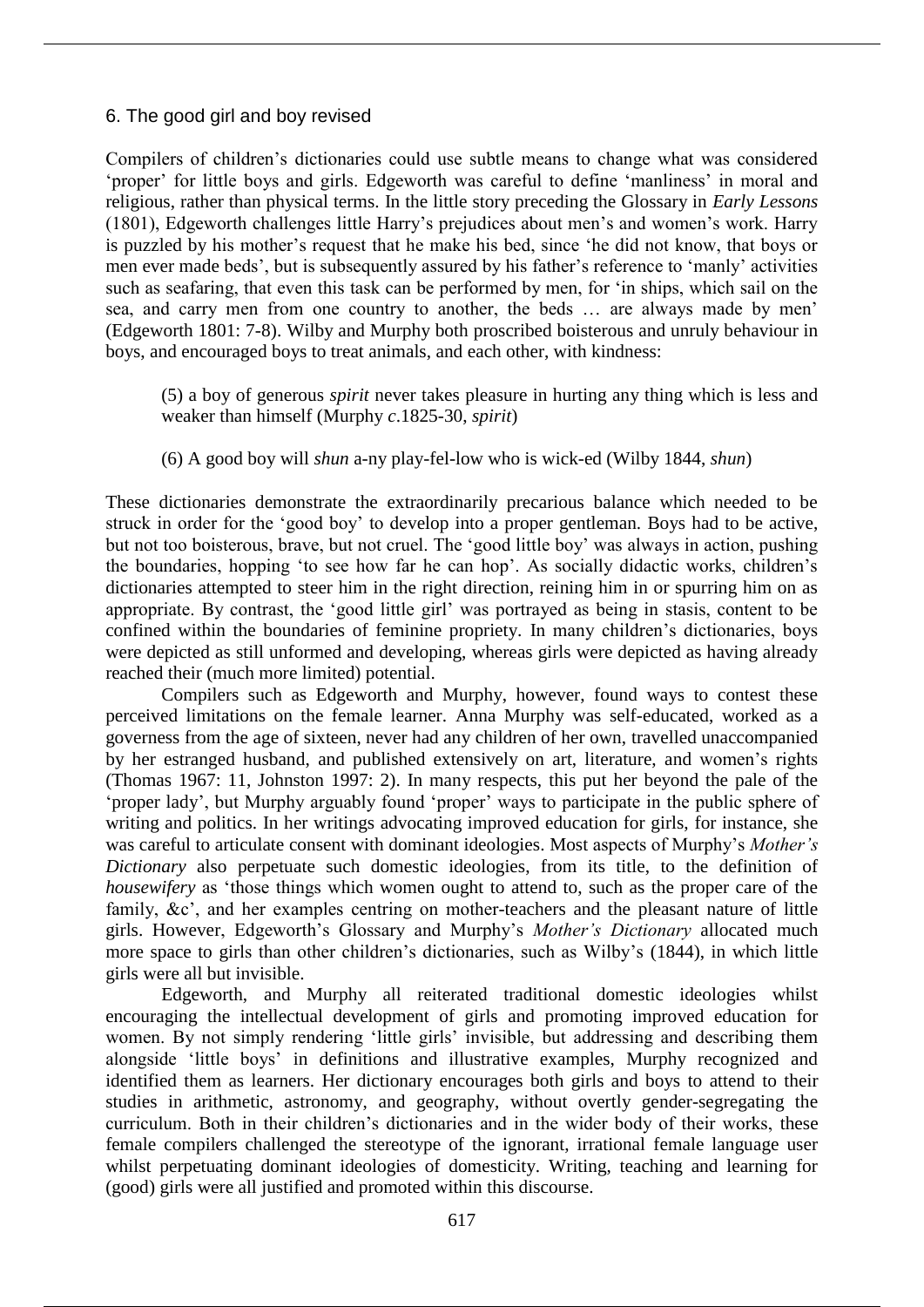## 6. The good girl and boy revised

Compilers of children's dictionaries could use subtle means to change what was considered 'proper' for little boys and girls. Edgeworth was careful to define 'manliness' in moral and religious, rather than physical terms. In the little story preceding the Glossary in *Early Lessons* (1801), Edgeworth challenges little Harry's prejudices about men's and women's work. Harry is puzzled by his mother's request that he make his bed, since 'he did not know, that boys or men ever made beds', but is subsequently assured by his father's reference to 'manly' activities such as seafaring, that even this task can be performed by men, for 'in ships, which sail on the sea, and carry men from one country to another, the beds … are always made by men' (Edgeworth 1801: 7-8). Wilby and Murphy both proscribed boisterous and unruly behaviour in boys, and encouraged boys to treat animals, and each other, with kindness:

> (5) a boy of generous *spirit* never takes pleasure in hurting any thing which is less and weaker than himself (Murphy *c*.1825-30, *spirit*)
>
> (6) A good boy will *shun* a-ny play-fel-low who is wick-ed (Wilby 1844, *shun*)

These dictionaries demonstrate the extraordinarily precarious balance which needed to be struck in order for the 'good boy' to develop into a proper gentleman. Boys had to be active, but not too boisterous, brave, but not cruel. The 'good little boy' was always in action, pushing the boundaries, hopping 'to see how far he can hop'. As socially didactic works, children's dictionaries attempted to steer him in the right direction, reining him in or spurring him on as appropriate. By contrast, the 'good little girl' was portrayed as being in stasis, content to be confined within the boundaries of feminine propriety. In many children's dictionaries, boys were depicted as still unformed and developing, whereas girls were depicted as having already reached their (much more limited) potential.

Compilers such as Edgeworth and Murphy, however, found ways to contest these perceived limitations on the female learner. Anna Murphy was self-educated, worked as a governess from the age of sixteen, never had any children of her own, travelled unaccompanied by her estranged husband, and published extensively on art, literature, and women's rights (Thomas 1967: 11, Johnston 1997: 2). In many respects, this put her beyond the pale of the 'proper lady', but Murphy arguably found 'proper' ways to participate in the public sphere of writing and politics. In her writings advocating improved education for girls, for instance, she was careful to articulate consent with dominant ideologies. Most aspects of Murphy's *Mother's Dictionary* also perpetuate such domestic ideologies, from its title, to the definition of *housewifery* as 'those things which women ought to attend to, such as the proper care of the family, &c', and her examples centring on mother-teachers and the pleasant nature of little girls. However, Edgeworth's Glossary and Murphy's *Mother's Dictionary* allocated much more space to girls than other children's dictionaries, such as Wilby's (1844), in which little girls were all but invisible.

Edgeworth, and Murphy all reiterated traditional domestic ideologies whilst encouraging the intellectual development of girls and promoting improved education for women. By not simply rendering 'little girls' invisible, but addressing and describing them alongside 'little boys' in definitions and illustrative examples, Murphy recognized and identified them as learners. Her dictionary encourages both girls and boys to attend to their studies in arithmetic, astronomy, and geography, without overtly gender-segregating the curriculum. Both in their children's dictionaries and in the wider body of their works, these female compilers challenged the stereotype of the ignorant, irrational female language user whilst perpetuating dominant ideologies of domesticity. Writing, teaching and learning for (good) girls were all justified and promoted within this discourse.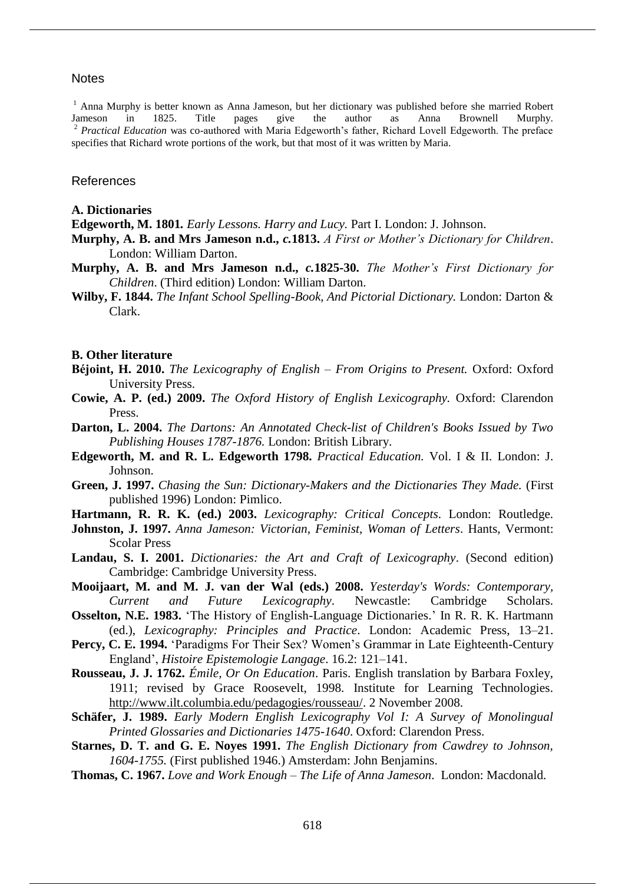## Notes

[1] Anna Murphy is better known as Anna Jameson, but her dictionary was published before she married Robert Jameson in 1825. Title pages give the author as Anna Brownell Murphy.
[2] *Practical Education* was co-authored with Maria Edgeworth's father, Richard Lovell Edgeworth. The preface specifies that Richard wrote portions of the work, but that most of it was written by Maria.

## References

### A. Dictionaries

**Edgeworth, M. 1801.** *Early Lessons. Harry and Lucy.* Part I. London: J. Johnson.

**Murphy, A. B. and Mrs Jameson n.d., *c.*1813.** *A First or Mother's Dictionary for Children*. London: William Darton.

**Murphy, A. B. and Mrs Jameson n.d., *c.*1825-30.** *The Mother's First Dictionary for Children*. (Third edition) London: William Darton.

**Wilby, F. 1844.** *The Infant School Spelling-Book, And Pictorial Dictionary.* London: Darton & Clark.

### B. Other literature

**Béjoint, H. 2010.** *The Lexicography of English – From Origins to Present.* Oxford: Oxford University Press.

**Cowie, A. P. (ed.) 2009.** *The Oxford History of English Lexicography.* Oxford: Clarendon Press.

**Darton, L. 2004.** *The Dartons: An Annotated Check-list of Children's Books Issued by Two Publishing Houses 1787-1876.* London: British Library.

**Edgeworth, M. and R. L. Edgeworth 1798.** *Practical Education.* Vol. I & II. London: J. Johnson.

**Green, J. 1997.** *Chasing the Sun: Dictionary-Makers and the Dictionaries They Made.* (First published 1996) London: Pimlico.

**Hartmann, R. R. K. (ed.) 2003.** *Lexicography: Critical Concepts*. London: Routledge.

**Johnston, J. 1997.** *Anna Jameson: Victorian, Feminist, Woman of Letters*. Hants, Vermont: Scolar Press

**Landau, S. I. 2001.** *Dictionaries: the Art and Craft of Lexicography*. (Second edition) Cambridge: Cambridge University Press.

**Mooijaart, M. and M. J. van der Wal (eds.) 2008.** *Yesterday's Words: Contemporary, Current and Future Lexicography*. Newcastle: Cambridge Scholars.

**Osselton, N.E. 1983.** 'The History of English-Language Dictionaries.' In R. R. K. Hartmann (ed.), *Lexicography: Principles and Practice*. London: Academic Press, 13–21.

**Percy, C. E. 1994.** 'Paradigms For Their Sex? Women's Grammar in Late Eighteenth-Century England', *Histoire Epistemologie Langage*. 16.2: 121–141.

**Rousseau, J. J. 1762.** *Émile, Or On Education*. Paris. English translation by Barbara Foxley, 1911; revised by Grace Roosevelt, 1998. Institute for Learning Technologies. http://www.ilt.columbia.edu/pedagogies/rousseau/. 2 November 2008.

**Schäfer, J. 1989.** *Early Modern English Lexicography Vol I: A Survey of Monolingual Printed Glossaries and Dictionaries 1475-1640*. Oxford: Clarendon Press.

**Starnes, D. T. and G. E. Noyes 1991.** *The English Dictionary from Cawdrey to Johnson, 1604-1755.* (First published 1946.) Amsterdam: John Benjamins.

**Thomas, C. 1967.** *Love and Work Enough – The Life of Anna Jameson*. London: Macdonald.